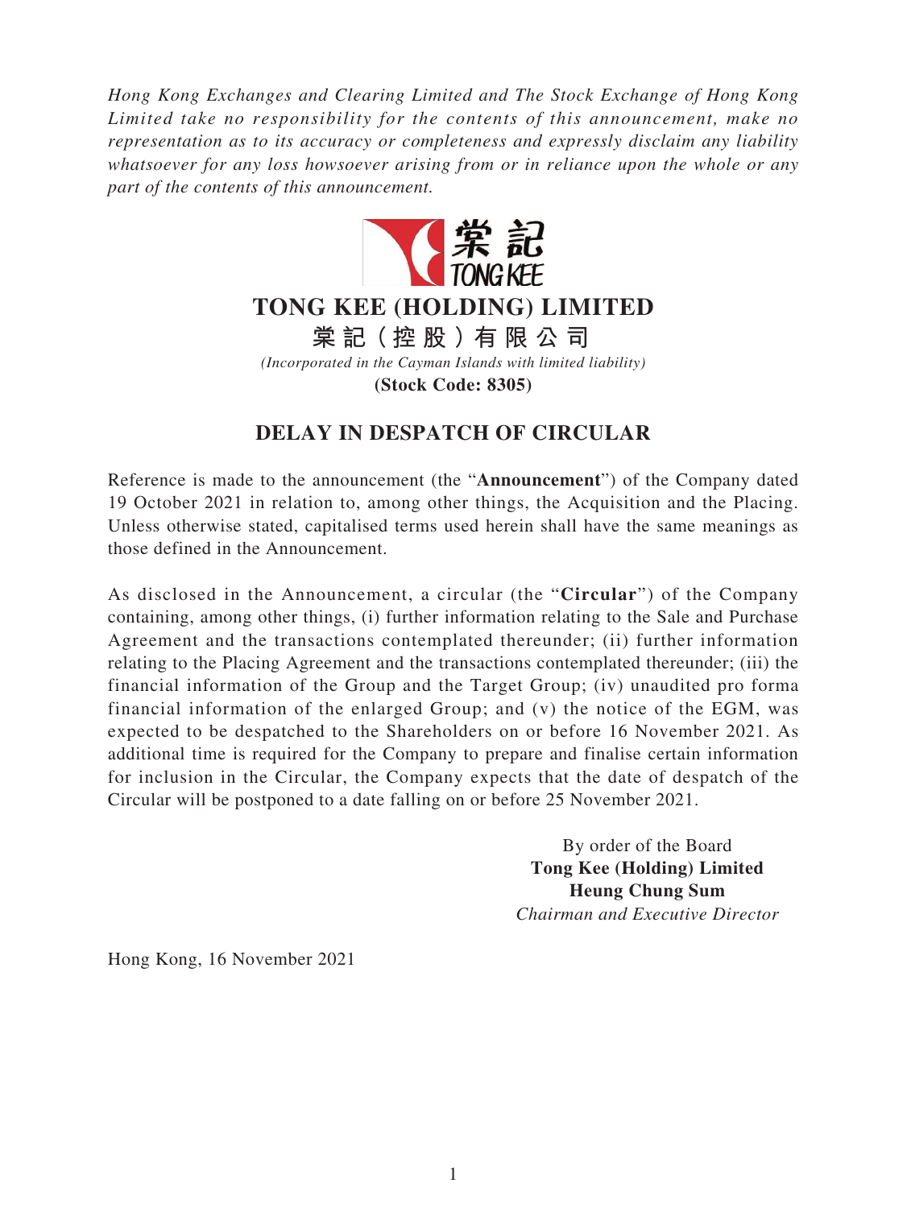*Hong Kong Exchanges and Clearing Limited and The Stock Exchange of Hong Kong Limited take no responsibility for the contents of this announcement, make no representation as to its accuracy or completeness and expressly disclaim any liability whatsoever for any loss howsoever arising from or in reliance upon the whole or any part of the contents of this announcement.*

# TONG KEE (HOLDING) LIMITED

# 棠記(控股)有限公司

*(Incorporated in the Cayman Islands with limited liability)*

**(Stock Code: 8305)**

## DELAY IN DESPATCH OF CIRCULAR

Reference is made to the announcement (the "**Announcement**") of the Company dated 19 October 2021 in relation to, among other things, the Acquisition and the Placing. Unless otherwise stated, capitalised terms used herein shall have the same meanings as those defined in the Announcement.

As disclosed in the Announcement, a circular (the "**Circular**") of the Company containing, among other things, (i) further information relating to the Sale and Purchase Agreement and the transactions contemplated thereunder; (ii) further information relating to the Placing Agreement and the transactions contemplated thereunder; (iii) the financial information of the Group and the Target Group; (iv) unaudited pro forma financial information of the enlarged Group; and (v) the notice of the EGM, was expected to be despatched to the Shareholders on or before 16 November 2021. As additional time is required for the Company to prepare and finalise certain information for inclusion in the Circular, the Company expects that the date of despatch of the Circular will be postponed to a date falling on or before 25 November 2021.

By order of the Board
**Tong Kee (Holding) Limited**
**Heung Chung Sum**
*Chairman and Executive Director*

Hong Kong, 16 November 2021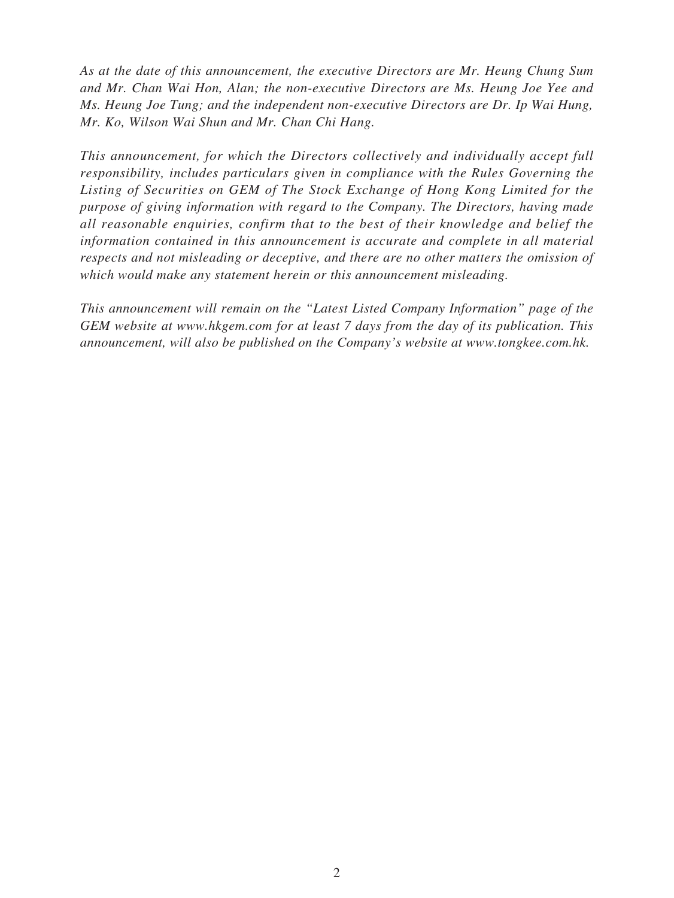*As at the date of this announcement, the executive Directors are Mr. Heung Chung Sum and Mr. Chan Wai Hon, Alan; the non-executive Directors are Ms. Heung Joe Yee and Ms. Heung Joe Tung; and the independent non-executive Directors are Dr. Ip Wai Hung, Mr. Ko, Wilson Wai Shun and Mr. Chan Chi Hang.*

*This announcement, for which the Directors collectively and individually accept full responsibility, includes particulars given in compliance with the Rules Governing the Listing of Securities on GEM of The Stock Exchange of Hong Kong Limited for the purpose of giving information with regard to the Company. The Directors, having made all reasonable enquiries, confirm that to the best of their knowledge and belief the information contained in this announcement is accurate and complete in all material respects and not misleading or deceptive, and there are no other matters the omission of which would make any statement herein or this announcement misleading.*

*This announcement will remain on the "Latest Listed Company Information" page of the GEM website at www.hkgem.com for at least 7 days from the day of its publication. This announcement, will also be published on the Company's website at www.tongkee.com.hk.*